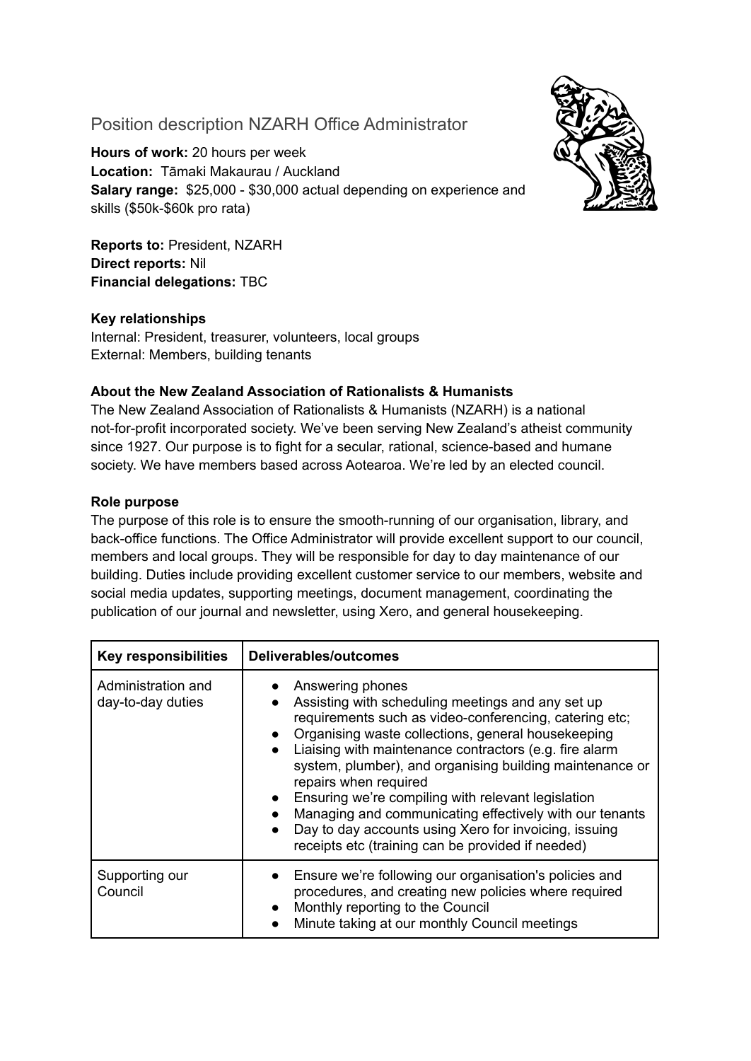# Position description NZARH Office Administrator

**Hours of work:** 20 hours per week
**Location:** Tāmaki Makaurau / Auckland
**Salary range:** $25,000 - $30,000 actual depending on experience and skills ($50k-$60k pro rata)

**Reports to:** President, NZARH
**Direct reports:** Nil
**Financial delegations:** TBC

**Key relationships**
Internal: President, treasurer, volunteers, local groups
External: Members, building tenants

**About the New Zealand Association of Rationalists & Humanists**
The New Zealand Association of Rationalists & Humanists (NZARH) is a national not-for-profit incorporated society. We've been serving New Zealand's atheist community since 1927. Our purpose is to fight for a secular, rational, science-based and humane society. We have members based across Aotearoa. We're led by an elected council.

**Role purpose**
The purpose of this role is to ensure the smooth-running of our organisation, library, and back-office functions. The Office Administrator will provide excellent support to our council, members and local groups. They will be responsible for day to day maintenance of our building. Duties include providing excellent customer service to our members, website and social media updates, supporting meetings, document management, coordinating the publication of our journal and newsletter, using Xero, and general housekeeping.

| Key responsibilities | Deliverables/outcomes |
|---|---|
| Administration and day-to-day duties | • Answering phones<br>• Assisting with scheduling meetings and any set up requirements such as video-conferencing, catering etc;<br>• Organising waste collections, general housekeeping<br>• Liaising with maintenance contractors (e.g. fire alarm system, plumber), and organising building maintenance or repairs when required<br>• Ensuring we're compiling with relevant legislation<br>• Managing and communicating effectively with our tenants<br>• Day to day accounts using Xero for invoicing, issuing receipts etc (training can be provided if needed) |
| Supporting our Council | • Ensure we're following our organisation's policies and procedures, and creating new policies where required<br>• Monthly reporting to the Council<br>• Minute taking at our monthly Council meetings |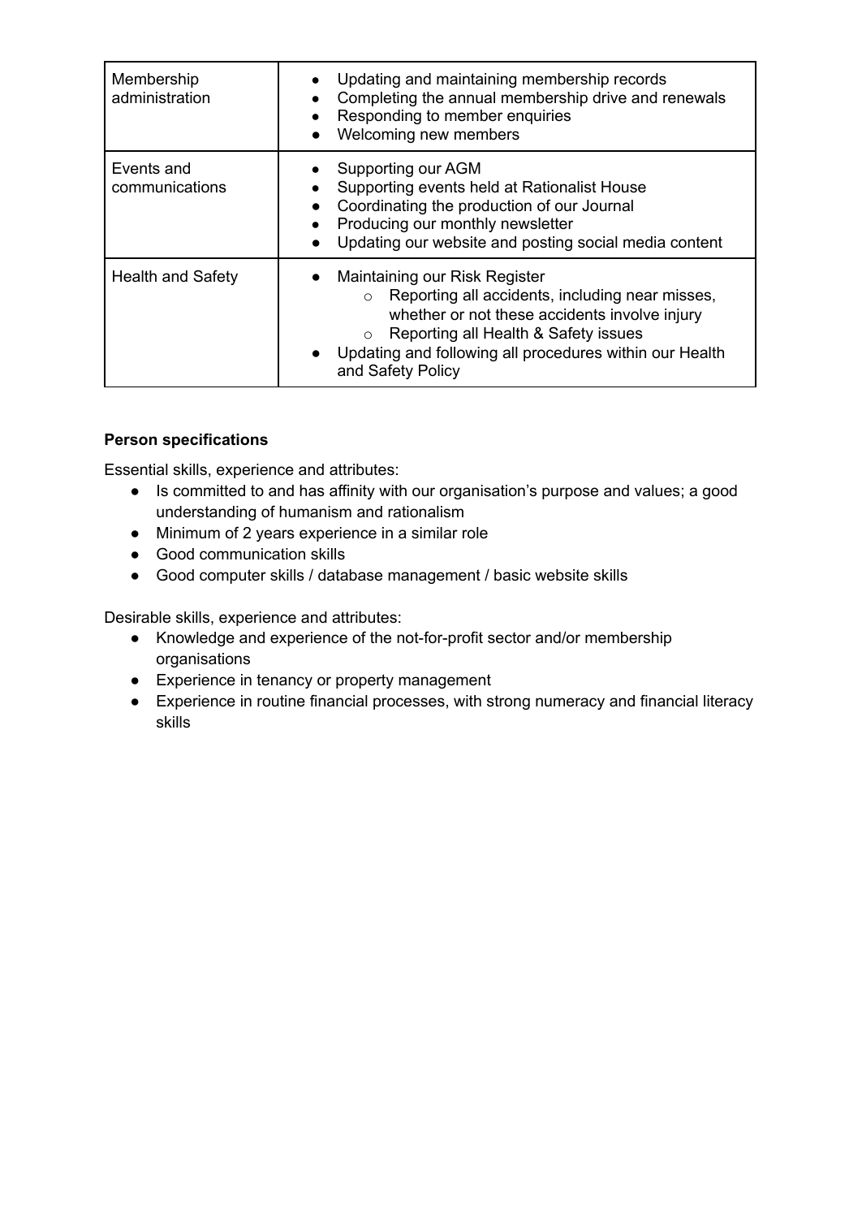| | |
|---|---|
| Membership administration | • Updating and maintaining membership records<br>• Completing the annual membership drive and renewals<br>• Responding to member enquiries<br>• Welcoming new members |
| Events and communications | • Supporting our AGM<br>• Supporting events held at Rationalist House<br>• Coordinating the production of our Journal<br>• Producing our monthly newsletter<br>• Updating our website and posting social media content |
| Health and Safety | • Maintaining our Risk Register<br>&nbsp;&nbsp;&nbsp;&nbsp;○ Reporting all accidents, including near misses, whether or not these accidents involve injury<br>&nbsp;&nbsp;&nbsp;&nbsp;○ Reporting all Health & Safety issues<br>• Updating and following all procedures within our Health and Safety Policy |

**Person specifications**

Essential skills, experience and attributes:

- Is committed to and has affinity with our organisation's purpose and values; a good understanding of humanism and rationalism
- Minimum of 2 years experience in a similar role
- Good communication skills
- Good computer skills / database management / basic website skills

Desirable skills, experience and attributes:

- Knowledge and experience of the not-for-profit sector and/or membership organisations
- Experience in tenancy or property management
- Experience in routine financial processes, with strong numeracy and financial literacy skills